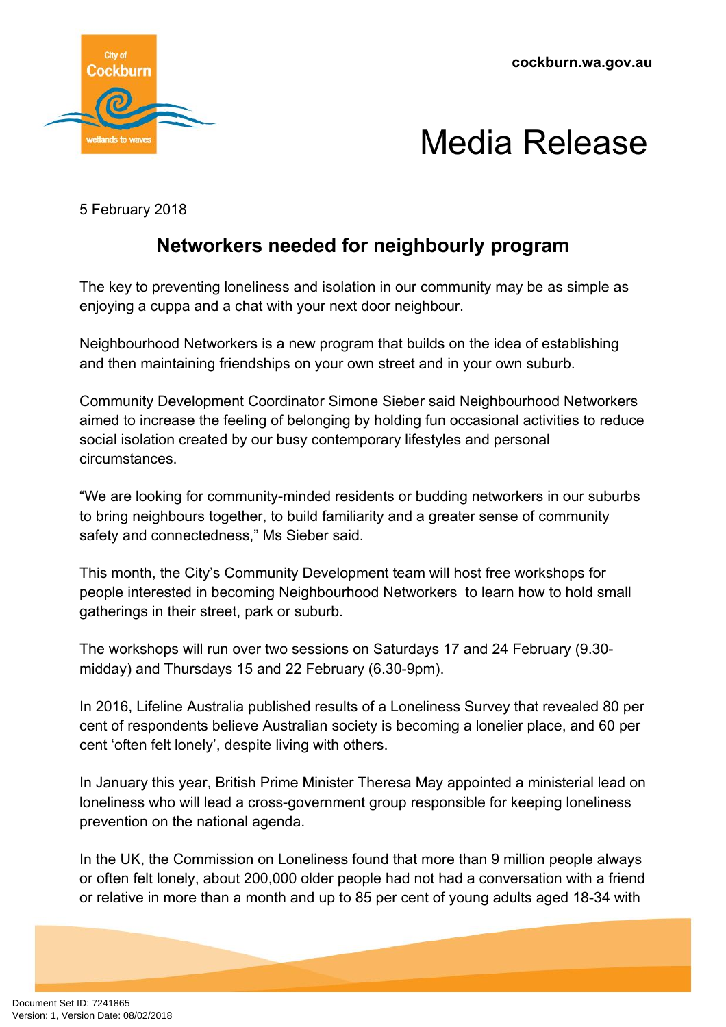cockburn.wa.gov.au

# Media Release

5 February 2018

## Networkers needed for neighbourly program

The key to preventing loneliness and isolation in our community may be as simple as enjoying a cuppa and a chat with your next door neighbour.

Neighbourhood Networkers is a new program that builds on the idea of establishing and then maintaining friendships on your own street and in your own suburb.

Community Development Coordinator Simone Sieber said Neighbourhood Networkers aimed to increase the feeling of belonging by holding fun occasional activities to reduce social isolation created by our busy contemporary lifestyles and personal circumstances.

“We are looking for community-minded residents or budding networkers in our suburbs to bring neighbours together, to build familiarity and a greater sense of community safety and connectedness,” Ms Sieber said.

This month, the City’s Community Development team will host free workshops for people interested in becoming Neighbourhood Networkers to learn how to hold small gatherings in their street, park or suburb.

The workshops will run over two sessions on Saturdays 17 and 24 February (9.30-midday) and Thursdays 15 and 22 February (6.30-9pm).

In 2016, Lifeline Australia published results of a Loneliness Survey that revealed 80 per cent of respondents believe Australian society is becoming a lonelier place, and 60 per cent ‘often felt lonely’, despite living with others.

In January this year, British Prime Minister Theresa May appointed a ministerial lead on loneliness who will lead a cross-government group responsible for keeping loneliness prevention on the national agenda.

In the UK, the Commission on Loneliness found that more than 9 million people always or often felt lonely, about 200,000 older people had not had a conversation with a friend or relative in more than a month and up to 85 per cent of young adults aged 18-34 with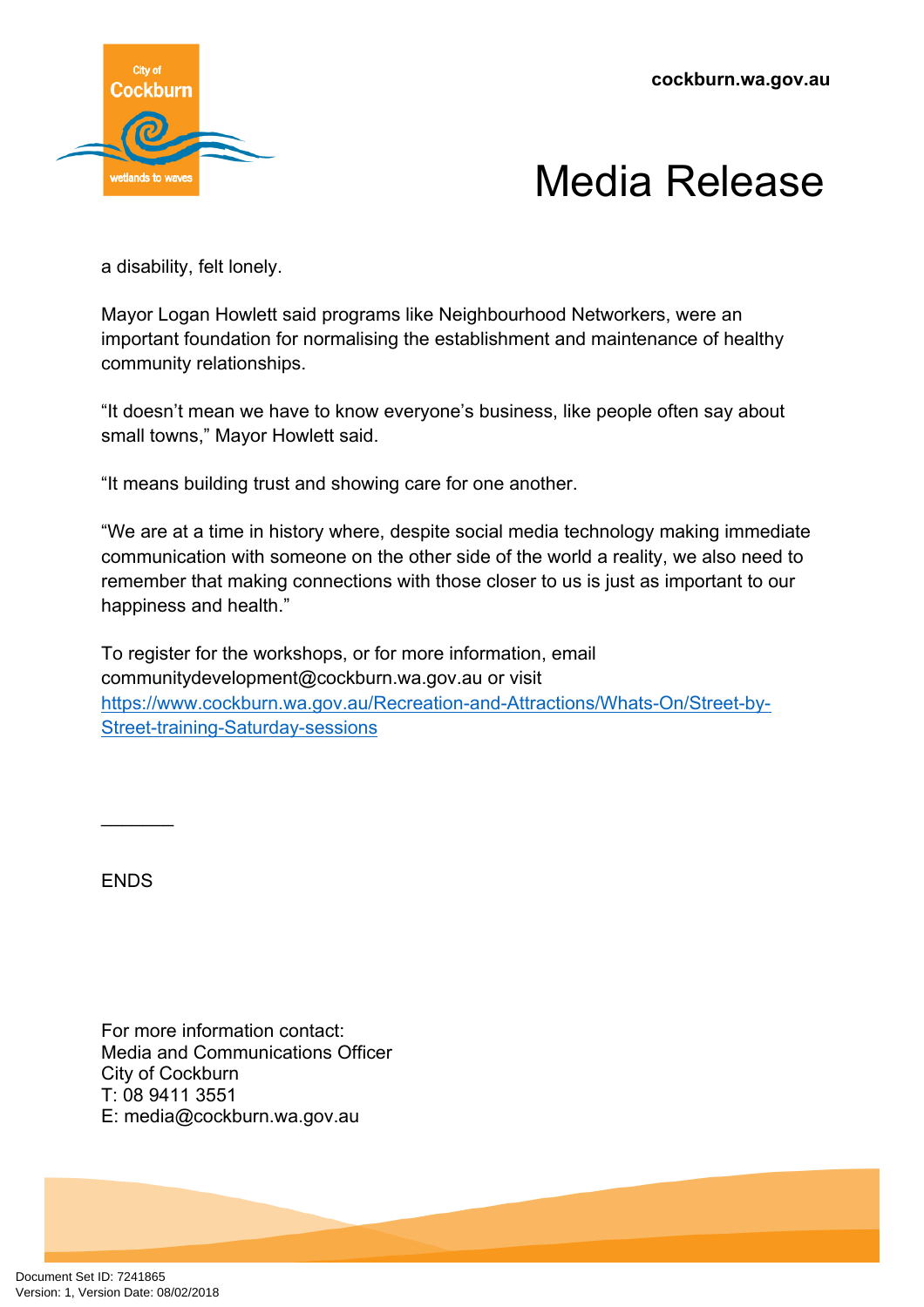a disability, felt lonely.

Mayor Logan Howlett said programs like Neighbourhood Networkers, were an important foundation for normalising the establishment and maintenance of healthy community relationships.

“It doesn’t mean we have to know everyone’s business, like people often say about small towns,” Mayor Howlett said.

“It means building trust and showing care for one another.

“We are at a time in history where, despite social media technology making immediate communication with someone on the other side of the world a reality, we also need to remember that making connections with those closer to us is just as important to our happiness and health.”

To register for the workshops, or for more information, email communitydevelopment@cockburn.wa.gov.au or visit [https://www.cockburn.wa.gov.au/Recreation-and-Attractions/Whats-On/Street-by-Street-training-Saturday-sessions](https://www.cockburn.wa.gov.au/Recreation-and-Attractions/Whats-On/Street-by-Street-training-Saturday-sessions)

_______

ENDS

For more information contact:
Media and Communications Officer
City of Cockburn
T: 08 9411 3551
E: media@cockburn.wa.gov.au